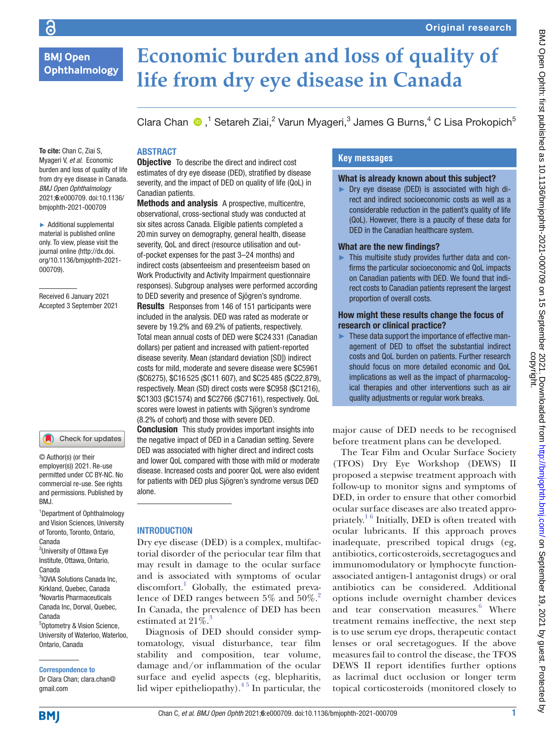# Economic burden and loss of quality of life from dry eye disease in Canada

Clara Chan,[1] Setareh Ziai,[2] Varun Myageri,[3] James G Burns,[4] C Lisa Prokopich[5]

**To cite:** Chan C, Ziai S, Myageri V, *et al*. Economic burden and loss of quality of life from dry eye disease in Canada. *BMJ Open Ophthalmology* 2021;**6**:e000709. doi:10.1136/bmjophth-2021-000709

► Additional supplemental material is published online only. To view, please visit the journal online (http://dx.doi.org/10.1136/bmjophth-2021-000709).

Received 6 January 2021
Accepted 3 September 2021

© Author(s) (or their employer(s)) 2021. Re-use permitted under CC BY-NC. No commercial re-use. See rights and permissions. Published by BMJ.

[1]Department of Ophthalmology and Vision Sciences, University of Toronto, Toronto, Ontario, Canada
[2]University of Ottawa Eye Institute, Ottawa, Ontario, Canada
[3]IQVIA Solutions Canada Inc, Kirkland, Quebec, Canada
[4]Novartis Pharmaceuticals Canada Inc, Dorval, Quebec, Canada
[5]Optometry & Vision Science, University of Waterloo, Waterloo, Ontario, Canada

**Correspondence to**
Dr Clara Chan; clara.chan@gmail.com

## ABSTRACT

**Objective** To describe the direct and indirect cost estimates of dry eye disease (DED), stratified by disease severity, and the impact of DED on quality of life (QoL) in Canadian patients.

**Methods and analysis** A prospective, multicentre, observational, cross-sectional study was conducted at six sites across Canada. Eligible patients completed a 20 min survey on demography, general health, disease severity, QoL and direct (resource utilisation and out-of-pocket expenses for the past 3–24 months) and indirect costs (absenteeism and presenteeism based on Work Productivity and Activity Impairment questionnaire responses). Subgroup analyses were performed according to DED severity and presence of Sjögren's syndrome.

**Results** Responses from 146 of 151 participants were included in the analysis. DED was rated as moderate or severe by 19.2% and 69.2% of patients, respectively. Total mean annual costs of DED were $C24 331 (Canadian dollars) per patient and increased with patient-reported disease severity. Mean (standard deviation [SD]) indirect costs for mild, moderate and severe disease were $C5961 ($C6275), $C16 525 ($C11 607), and $C25 485 ($C22,879), respectively. Mean (SD) direct costs were $C958 ($C1216), $C1303 ($C1574) and $C2766 ($C7161), respectively. QoL scores were lowest in patients with Sjögren's syndrome (8.2% of cohort) and those with severe DED.

**Conclusion** This study provides important insights into the negative impact of DED in a Canadian setting. Severe DED was associated with higher direct and indirect costs and lower QoL compared with those with mild or moderate disease. Increased costs and poorer QoL were also evident for patients with DED plus Sjögren's syndrome versus DED alone.

## Key messages

### What is already known about this subject?

► Dry eye disease (DED) is associated with high direct and indirect socioeconomic costs as well as a considerable reduction in the patient's quality of life (QoL). However, there is a paucity of these data for DED in the Canadian healthcare system.

### What are the new findings?

► This multisite study provides further data and confirms the particular socioeconomic and QoL impacts on Canadian patients with DED. We found that indirect costs to Canadian patients represent the largest proportion of overall costs.

### How might these results change the focus of research or clinical practice?

► These data support the importance of effective management of DED to offset the substantial indirect costs and QoL burden on patients. Further research should focus on more detailed economic and QoL implications as well as the impact of pharmacological therapies and other interventions such as air quality adjustments or regular work breaks.

## INTRODUCTION

Dry eye disease (DED) is a complex, multifactorial disorder of the periocular tear film that may result in damage to the ocular surface and is associated with symptoms of ocular discomfort.[1] Globally, the estimated prevalence of DED ranges between 5% and 50%.[2] In Canada, the prevalence of DED has been estimated at 21%.[3]

Diagnosis of DED should consider symptomatology, visual disturbance, tear film stability and composition, tear volume, damage and/or inflammation of the ocular surface and eyelid aspects (eg, blepharitis, lid wiper epitheliopathy).[4,5] In particular, the major cause of DED needs to be recognised before treatment plans can be developed.

The Tear Film and Ocular Surface Society (TFOS) Dry Eye Workshop (DEWS) II proposed a stepwise treatment approach with follow-up to monitor signs and symptoms of DED, in order to ensure that other comorbid ocular surface diseases are also treated appropriately.[1,6] Initially, DED is often treated with ocular lubricants. If this approach proves inadequate, prescribed topical drugs (eg, antibiotics, corticosteroids, secretagogues and immunomodulatory or lymphocyte function-associated antigen-1 antagonist drugs) or oral antibiotics can be considered. Additional options include overnight chamber devices and tear conservation measures.[6] Where treatment remains ineffective, the next step is to use serum eye drops, therapeutic contact lenses or oral secretagogues. If the above measures fail to control the disease, the TFOS DEWS II report identifies further options as lacrimal duct occlusion or longer term topical corticosteroids (monitored closely to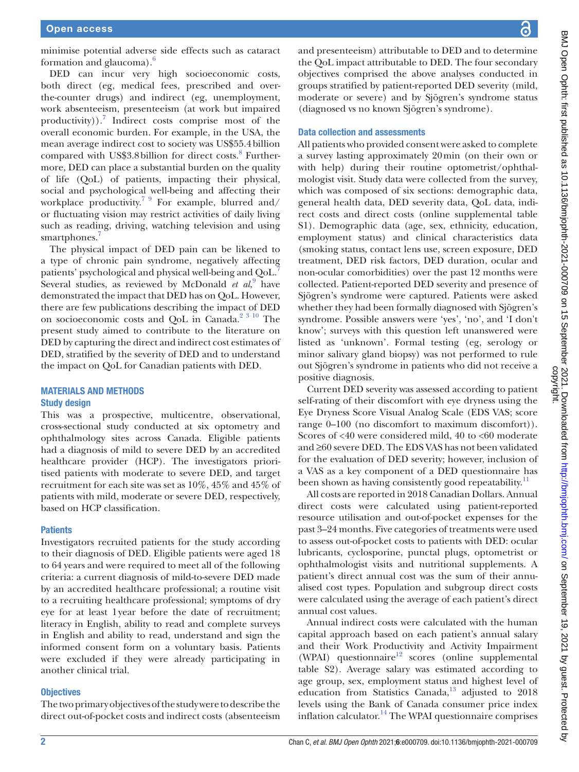minimise potential adverse side effects such as cataract formation and glaucoma).[6]

DED can incur very high socioeconomic costs, both direct (eg, medical fees, prescribed and over-the-counter drugs) and indirect (eg, unemployment, work absenteeism, presenteeism (at work but impaired productivity)).[7] Indirect costs comprise most of the overall economic burden. For example, in the USA, the mean average indirect cost to society was US$55.4 billion compared with US$3.8 billion for direct costs.[8] Furthermore, DED can place a substantial burden on the quality of life (QoL) of patients, impacting their physical, social and psychological well-being and affecting their workplace productivity.[7 9] For example, blurred and/or fluctuating vision may restrict activities of daily living such as reading, driving, watching television and using smartphones.[7]

The physical impact of DED pain can be likened to a type of chronic pain syndrome, negatively affecting patients' psychological and physical well-being and QoL.[7] Several studies, as reviewed by McDonald *et al*,[9] have demonstrated the impact that DED has on QoL. However, there are few publications describing the impact of DED on socioeconomic costs and QoL in Canada.[2 3 10] The present study aimed to contribute to the literature on DED by capturing the direct and indirect cost estimates of DED, stratified by the severity of DED and to understand the impact on QoL for Canadian patients with DED.

## MATERIALS AND METHODS

### Study design

This was a prospective, multicentre, observational, cross-sectional study conducted at six optometry and ophthalmology sites across Canada. Eligible patients had a diagnosis of mild to severe DED by an accredited healthcare provider (HCP). The investigators prioritised patients with moderate to severe DED, and target recruitment for each site was set as 10%, 45% and 45% of patients with mild, moderate or severe DED, respectively, based on HCP classification.

### Patients

Investigators recruited patients for the study according to their diagnosis of DED. Eligible patients were aged 18 to 64 years and were required to meet all of the following criteria: a current diagnosis of mild-to-severe DED made by an accredited healthcare professional; a routine visit to a recruiting healthcare professional; symptoms of dry eye for at least 1 year before the date of recruitment; literacy in English, ability to read and complete surveys in English and ability to read, understand and sign the informed consent form on a voluntary basis. Patients were excluded if they were already participating in another clinical trial.

### Objectives

The two primary objectives of the study were to describe the direct out-of-pocket costs and indirect costs (absenteeism and presenteeism) attributable to DED and to determine the QoL impact attributable to DED. The four secondary objectives comprised the above analyses conducted in groups stratified by patient-reported DED severity (mild, moderate or severe) and by Sjögren's syndrome status (diagnosed vs no known Sjögren's syndrome).

### Data collection and assessments

All patients who provided consent were asked to complete a survey lasting approximately 20 min (on their own or with help) during their routine optometrist/ophthalmologist visit. Study data were collected from the survey, which was composed of six sections: demographic data, general health data, DED severity data, QoL data, indirect costs and direct costs (online supplemental table S1). Demographic data (age, sex, ethnicity, education, employment status) and clinical characteristics data (smoking status, contact lens use, screen exposure, DED treatment, DED risk factors, DED duration, ocular and non-ocular comorbidities) over the past 12 months were collected. Patient-reported DED severity and presence of Sjögren's syndrome were captured. Patients were asked whether they had been formally diagnosed with Sjögren's syndrome. Possible answers were 'yes', 'no', and 'I don't know'; surveys with this question left unanswered were listed as 'unknown'. Formal testing (eg, serology or minor salivary gland biopsy) was not performed to rule out Sjögren's syndrome in patients who did not receive a positive diagnosis.

Current DED severity was assessed according to patient self-rating of their discomfort with eye dryness using the Eye Dryness Score Visual Analog Scale (EDS VAS; score range 0–100 (no discomfort to maximum discomfort)). Scores of <40 were considered mild, 40 to <60 moderate and ≥60 severe DED. The EDS VAS has not been validated for the evaluation of DED severity; however, inclusion of a VAS as a key component of a DED questionnaire has been shown as having consistently good repeatability.[11]

All costs are reported in 2018 Canadian Dollars. Annual direct costs were calculated using patient-reported resource utilisation and out-of-pocket expenses for the past 3–24 months. Five categories of treatments were used to assess out-of-pocket costs to patients with DED: ocular lubricants, cyclosporine, punctal plugs, optometrist or ophthalmologist visits and nutritional supplements. A patient's direct annual cost was the sum of their annualised cost types. Population and subgroup direct costs were calculated using the average of each patient's direct annual cost values.

Annual indirect costs were calculated with the human capital approach based on each patient's annual salary and their Work Productivity and Activity Impairment (WPAI) questionnaire[12] scores (online supplemental table S2). Average salary was estimated according to age group, sex, employment status and highest level of education from Statistics Canada,[13] adjusted to 2018 levels using the Bank of Canada consumer price index inflation calculator.[14] The WPAI questionnaire comprises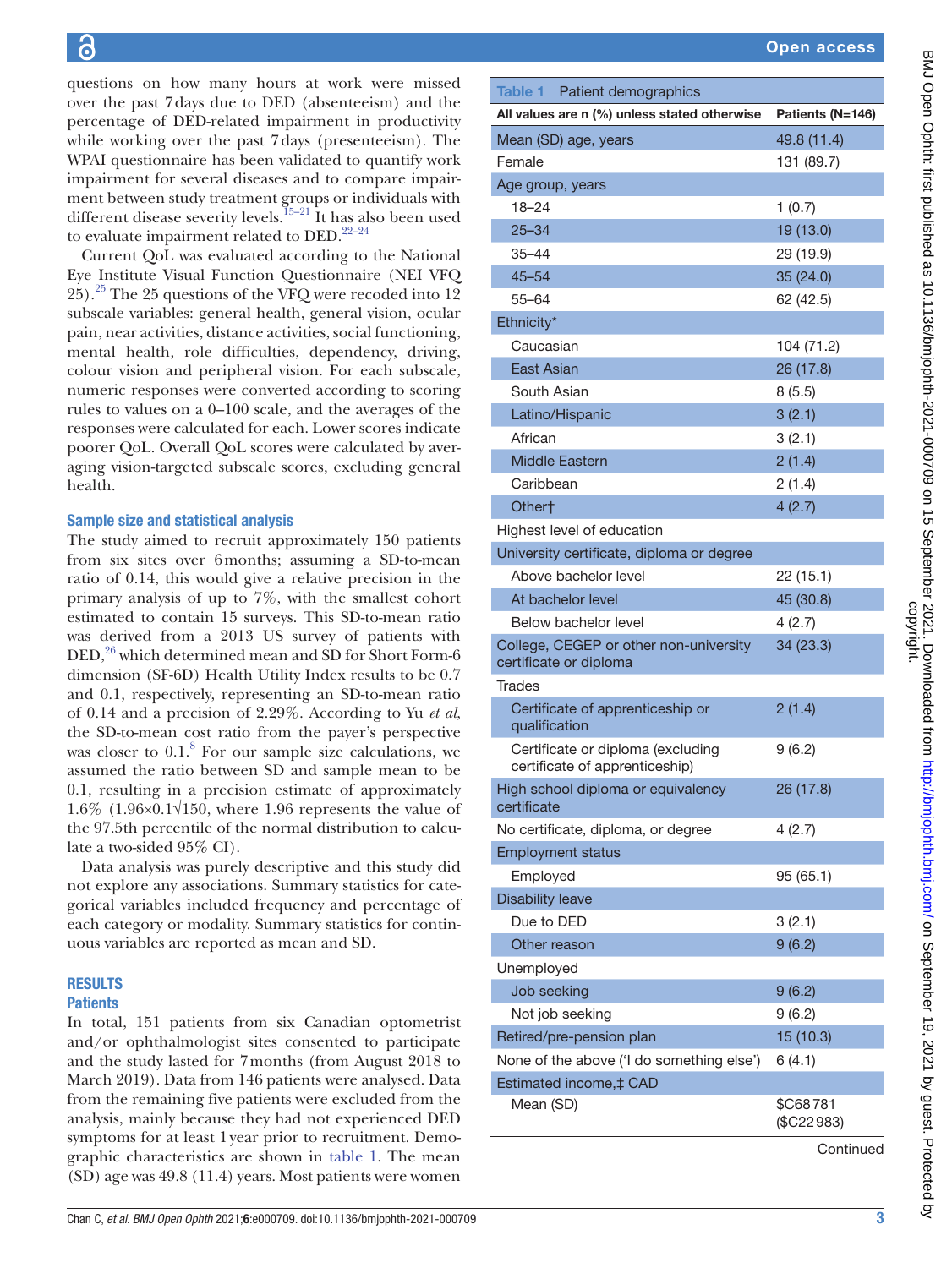questions on how many hours at work were missed over the past 7 days due to DED (absenteeism) and the percentage of DED-related impairment in productivity while working over the past 7 days (presenteeism). The WPAI questionnaire has been validated to quantify work impairment for several diseases and to compare impairment between study treatment groups or individuals with different disease severity levels.[15–21] It has also been used to evaluate impairment related to DED.[22–24]

Current QoL was evaluated according to the National Eye Institute Visual Function Questionnaire (NEI VFQ 25).[25] The 25 questions of the VFQ were recoded into 12 subscale variables: general health, general vision, ocular pain, near activities, distance activities, social functioning, mental health, role difficulties, dependency, driving, colour vision and peripheral vision. For each subscale, numeric responses were converted according to scoring rules to values on a 0–100 scale, and the averages of the responses were calculated for each. Lower scores indicate poorer QoL. Overall QoL scores were calculated by averaging vision-targeted subscale scores, excluding general health.

### Sample size and statistical analysis

The study aimed to recruit approximately 150 patients from six sites over 6 months; assuming a SD-to-mean ratio of 0.14, this would give a relative precision in the primary analysis of up to 7%, with the smallest cohort estimated to contain 15 surveys. This SD-to-mean ratio was derived from a 2013 US survey of patients with DED,[26] which determined mean and SD for Short Form-6 dimension (SF-6D) Health Utility Index results to be 0.7 and 0.1, respectively, representing an SD-to-mean ratio of 0.14 and a precision of 2.29%. According to Yu *et al*, the SD-to-mean cost ratio from the payer's perspective was closer to 0.1.[8] For our sample size calculations, we assumed the ratio between SD and sample mean to be 0.1, resulting in a precision estimate of approximately 1.6% ($1.96\times0.1/\sqrt{150}$, where 1.96 represents the value of the 97.5th percentile of the normal distribution to calculate a two-sided 95% CI).

Data analysis was purely descriptive and this study did not explore any associations. Summary statistics for categorical variables included frequency and percentage of each category or modality. Summary statistics for continuous variables are reported as mean and SD.

## RESULTS

### Patients

In total, 151 patients from six Canadian optometrist and/or ophthalmologist sites consented to participate and the study lasted for 7 months (from August 2018 to March 2019). Data from 146 patients were analysed. Data from the remaining five patients were excluded from the analysis, mainly because they had not experienced DED symptoms for at least 1 year prior to recruitment. Demographic characteristics are shown in table 1. The mean (SD) age was 49.8 (11.4) years. Most patients were women

**Table 1** Patient demographics

| All values are n (%) unless stated otherwise | Patients (N=146) |
|---|---|
| Mean (SD) age, years | 49.8 (11.4) |
| Female | 131 (89.7) |
| Age group, years | |
| 18–24 | 1 (0.7) |
| 25–34 | 19 (13.0) |
| 35–44 | 29 (19.9) |
| 45–54 | 35 (24.0) |
| 55–64 | 62 (42.5) |
| Ethnicity* | |
| Caucasian | 104 (71.2) |
| East Asian | 26 (17.8) |
| South Asian | 8 (5.5) |
| Latino/Hispanic | 3 (2.1) |
| African | 3 (2.1) |
| Middle Eastern | 2 (1.4) |
| Caribbean | 2 (1.4) |
| Other† | 4 (2.7) |
| Highest level of education | |
| University certificate, diploma or degree | |
| Above bachelor level | 22 (15.1) |
| At bachelor level | 45 (30.8) |
| Below bachelor level | 4 (2.7) |
| College, CEGEP or other non-university certificate or diploma | 34 (23.3) |
| Trades | |
| Certificate of apprenticeship or qualification | 2 (1.4) |
| Certificate or diploma (excluding certificate of apprenticeship) | 9 (6.2) |
| High school diploma or equivalency certificate | 26 (17.8) |
| No certificate, diploma, or degree | 4 (2.7) |
| Employment status | |
| Employed | 95 (65.1) |
| Disability leave | |
| Due to DED | 3 (2.1) |
| Other reason | 9 (6.2) |
| Unemployed | |
| Job seeking | 9 (6.2) |
| Not job seeking | 9 (6.2) |
| Retired/pre-pension plan | 15 (10.3) |
| None of the above ('I do something else') | 6 (4.1) |
| Estimated income,‡ CAD | |
| Mean (SD) | \$C68 781 (\$C22 983) |

Continued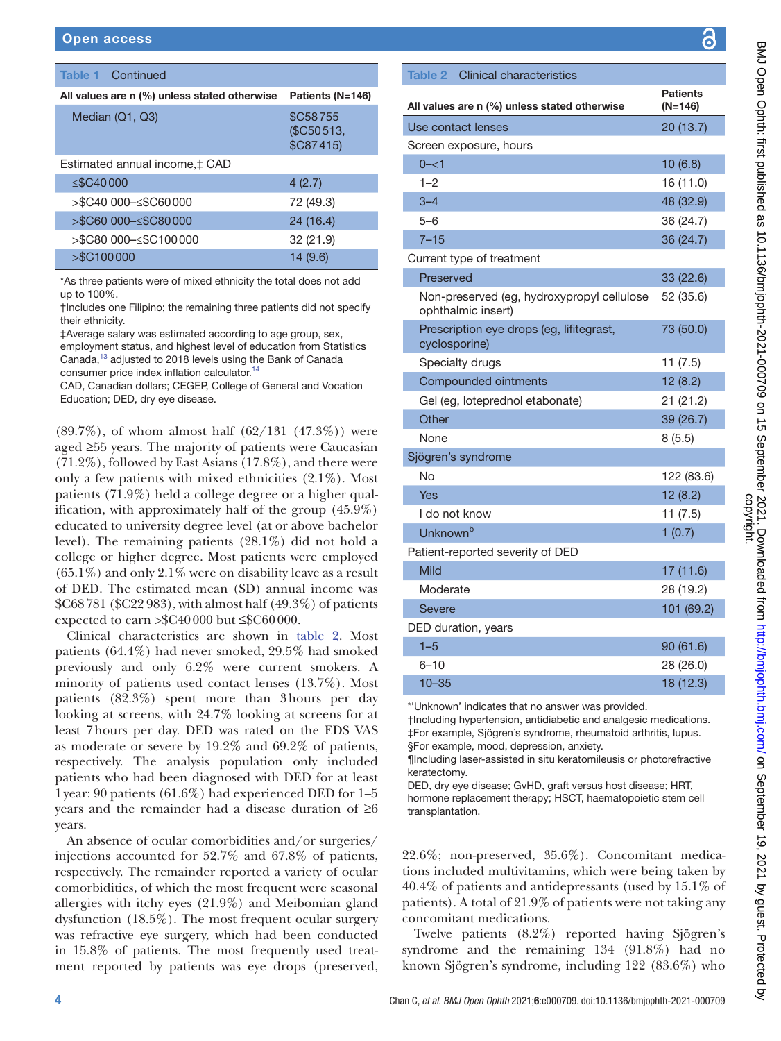**Table 1** Continued

| All values are n (%) unless stated otherwise | Patients (N=146) |
|---|---|
| Median (Q1, Q3) | $C58755 ($C50513, $C87415) |
| Estimated annual income,‡ CAD | |
| ≤$C40000 | 4 (2.7) |
| >$C40 000–≤$C60000 | 72 (49.3) |
| >$C60 000–≤$C80000 | 24 (16.4) |
| >$C80 000–≤$C100000 | 32 (21.9) |
| >$C100000 | 14 (9.6) |

*As three patients were of mixed ethnicity the total does not add up to 100%.
†Includes one Filipino; the remaining three patients did not specify their ethnicity.
‡Average salary was estimated according to age group, sex, employment status, and highest level of education from Statistics Canada,[13] adjusted to 2018 levels using the Bank of Canada consumer price index inflation calculator.[14]
CAD, Canadian dollars; CEGEP, College of General and Vocation Education; DED, dry eye disease.

(89.7%), of whom almost half (62/131 (47.3%)) were aged ≥55 years. The majority of patients were Caucasian (71.2%), followed by East Asians (17.8%), and there were only a few patients with mixed ethnicities (2.1%). Most patients (71.9%) held a college degree or a higher qualification, with approximately half of the group (45.9%) educated to university degree level (at or above bachelor level). The remaining patients (28.1%) did not hold a college or higher degree. Most patients were employed (65.1%) and only 2.1% were on disability leave as a result of DED. The estimated mean (SD) annual income was $C68781 ($C22983), with almost half (49.3%) of patients expected to earn >$C40000 but ≤$C60000.

Clinical characteristics are shown in table 2. Most patients (64.4%) had never smoked, 29.5% had smoked previously and only 6.2% were current smokers. A minority of patients used contact lenses (13.7%). Most patients (82.3%) spent more than 3hours per day looking at screens, with 24.7% looking at screens for at least 7hours per day. DED was rated on the EDS VAS as moderate or severe by 19.2% and 69.2% of patients, respectively. The analysis population only included patients who had been diagnosed with DED for at least 1year: 90 patients (61.6%) had experienced DED for 1–5 years and the remainder had a disease duration of ≥6 years.

An absence of ocular comorbidities and/or surgeries/injections accounted for 52.7% and 67.8% of patients, respectively. The remainder reported a variety of ocular comorbidities, of which the most frequent were seasonal allergies with itchy eyes (21.9%) and Meibomian gland dysfunction (18.5%). The most frequent ocular surgery was refractive eye surgery, which had been conducted in 15.8% of patients. The most frequently used treatment reported by patients was eye drops (preserved, 22.6%; non-preserved, 35.6%). Concomitant medications included multivitamins, which were being taken by 40.4% of patients and antidepressants (used by 15.1% of patients). A total of 21.9% of patients were not taking any concomitant medications.

Twelve patients (8.2%) reported having Sjögren's syndrome and the remaining 134 (91.8%) had no known Sjögren's syndrome, including 122 (83.6%) who

**Table 2** Clinical characteristics

| All values are n (%) unless stated otherwise | Patients (N=146) |
|---|---|
| Use contact lenses | 20 (13.7) |
| Screen exposure, hours | |
| 0–<1 | 10 (6.8) |
| 1–2 | 16 (11.0) |
| 3–4 | 48 (32.9) |
| 5–6 | 36 (24.7) |
| 7–15 | 36 (24.7) |
| Current type of treatment | |
| Preserved | 33 (22.6) |
| Non-preserved (eg, hydroxypropyl cellulose ophthalmic insert) | 52 (35.6) |
| Prescription eye drops (eg, lifitegrast, cyclosporine) | 73 (50.0) |
| Specialty drugs | 11 (7.5) |
| Compounded ointments | 12 (8.2) |
| Gel (eg, loteprednol etabonate) | 21 (21.2) |
| Other | 39 (26.7) |
| None | 8 (5.5) |
| Sjögren's syndrome | |
| No | 122 (83.6) |
| Yes | 12 (8.2) |
| I do not know | 11 (7.5) |
| Unknown[b] | 1 (0.7) |
| Patient-reported severity of DED | |
| Mild | 17 (11.6) |
| Moderate | 28 (19.2) |
| Severe | 101 (69.2) |
| DED duration, years | |
| 1–5 | 90 (61.6) |
| 6–10 | 28 (26.0) |
| 10–35 | 18 (12.3) |

*'Unknown' indicates that no answer was provided.
†Including hypertension, antidiabetic and analgesic medications.
‡For example, Sjögren's syndrome, rheumatoid arthritis, lupus.
§For example, mood, depression, anxiety.
¶Including laser-assisted in situ keratomileusis or photorefractive keratectomy.
DED, dry eye disease; GvHD, graft versus host disease; HRT, hormone replacement therapy; HSCT, haematopoietic stem cell transplantation.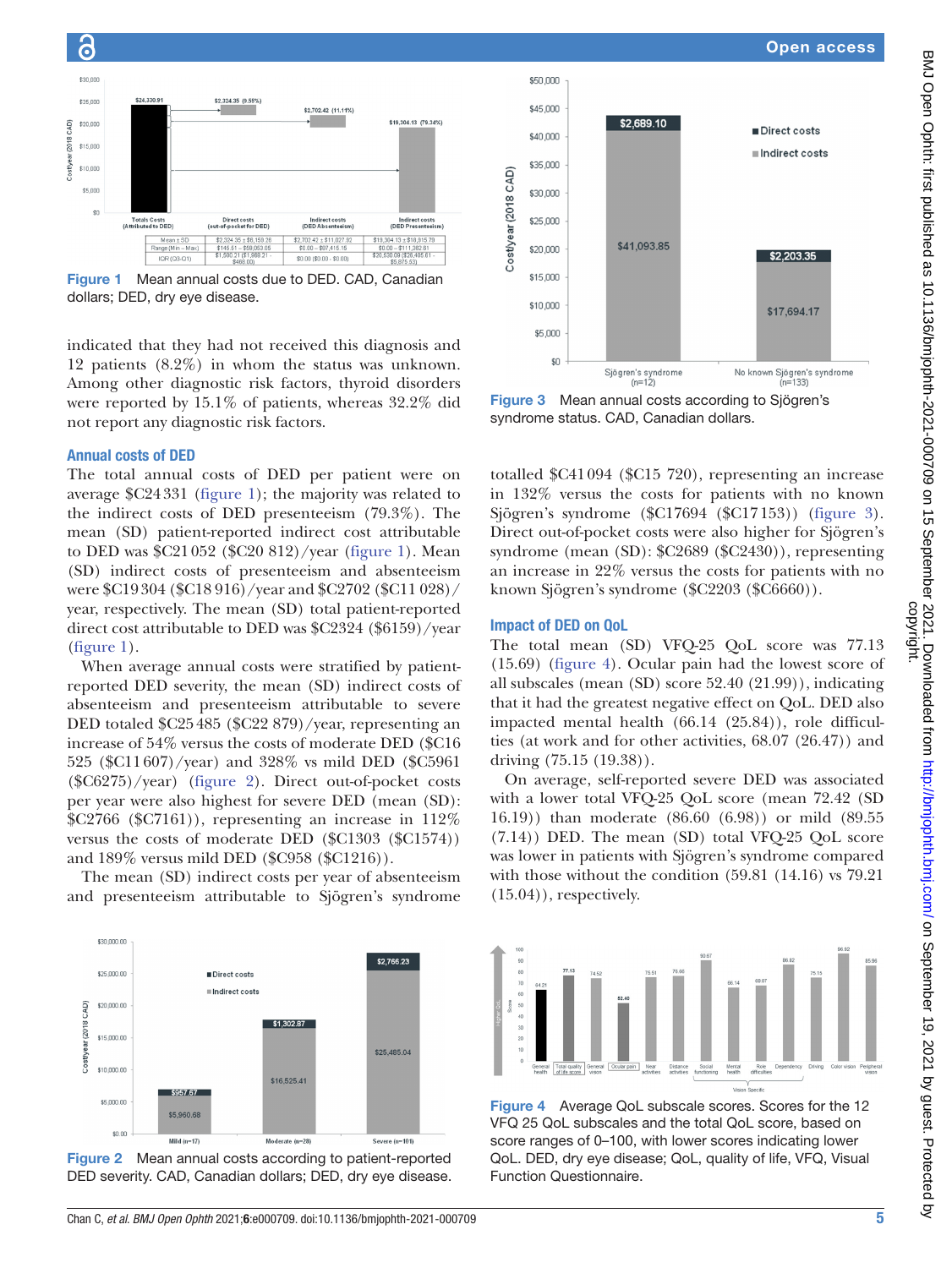| | Direct costs (out-of-pocket for DED) | Indirect costs (DED Absenteeism) | Indirect costs (DED Presenteeism) |
|---|---|---|---|
| Mean ± SD | $2,324.35 ± $6,159.26 | $2,702.42 ± $11,027.82 | $19,304.13 ± $18,915.78 |
| Range (Min – Max) | $145.51 – $58,053.05 | $0.00 – $87,415.15 | $0.00 – $111,382.81 |
| IQR (Q3-Q1) | $1,580.21 ($1,988.21 - $468.00) | $0.00 ($0.00 - $0.00) | $20,530.09 ($26,405.61 - $5,875.53) |

Figure 1 Mean annual costs due to DED. CAD, Canadian dollars; DED, dry eye disease.

indicated that they had not received this diagnosis and 12 patients (8.2%) in whom the status was unknown. Among other diagnostic risk factors, thyroid disorders were reported by 15.1% of patients, whereas 32.2% did not report any diagnostic risk factors.

## Annual costs of DED

The total annual costs of DED per patient were on average \$C24 331 (figure 1); the majority was related to the indirect costs of DED presenteeism (79.3%). The mean (SD) patient-reported indirect cost attributable to DED was \$C21 052 (\$C20 812)/year (figure 1). Mean (SD) indirect costs of presenteeism and absenteeism were \$C19 304 (\$C18 916)/year and \$C2702 (\$C11 028)/year, respectively. The mean (SD) total patient-reported direct cost attributable to DED was \$C2324 (\$6159)/year (figure 1).

When average annual costs were stratified by patient-reported DED severity, the mean (SD) indirect costs of absenteeism and presenteeism attributable to severe DED totaled \$C25 485 (\$C22 879)/year, representing an increase of 54% versus the costs of moderate DED (\$C16 525 (\$C11 607)/year) and 328% vs mild DED (\$C5961 (\$C6275)/year) (figure 2). Direct out-of-pocket costs per year were also highest for severe DED (mean (SD): \$C2766 (\$C7161)), representing an increase in 112% versus the costs of moderate DED (\$C1303 (\$C1574)) and 189% versus mild DED (\$C958 (\$C1216)).

The mean (SD) indirect costs per year of absenteeism and presenteeism attributable to Sjögren's syndrome totalled \$C41 094 (\$C15 720), representing an increase in 132% versus the costs for patients with no known Sjögren's syndrome (\$C17694 (\$C17 153)) (figure 3). Direct out-of-pocket costs were also higher for Sjögren's syndrome (mean (SD): \$C2689 (\$C2430)), representing an increase in 22% versus the costs for patients with no known Sjögren's syndrome (\$C2203 (\$C6660)).

Figure 3 Mean annual costs according to Sjögren's syndrome status. CAD, Canadian dollars.

## Impact of DED on QoL

The total mean (SD) VFQ-25 QoL score was 77.13 (15.69) (figure 4). Ocular pain had the lowest score of all subscales (mean (SD) score 52.40 (21.99)), indicating that it had the greatest negative effect on QoL. DED also impacted mental health (66.14 (25.84)), role difficulties (at work and for other activities, 68.07 (26.47)) and driving (75.15 (19.38)).

On average, self-reported severe DED was associated with a lower total VFQ-25 QoL score (mean 72.42 (SD 16.19)) than moderate (86.60 (6.98)) or mild (89.55 (7.14)) DED. The mean (SD) total VFQ-25 QoL score was lower in patients with Sjögren's syndrome compared with those without the condition (59.81 (14.16) vs 79.21 (15.04)), respectively.

Figure 2 Mean annual costs according to patient-reported DED severity. CAD, Canadian dollars; DED, dry eye disease.

Figure 4 Average QoL subscale scores. Scores for the 12 VFQ 25 QoL subscales and the total QoL score, based on score ranges of 0–100, with lower scores indicating lower QoL. DED, dry eye disease; QoL, quality of life, VFQ, Visual Function Questionnaire.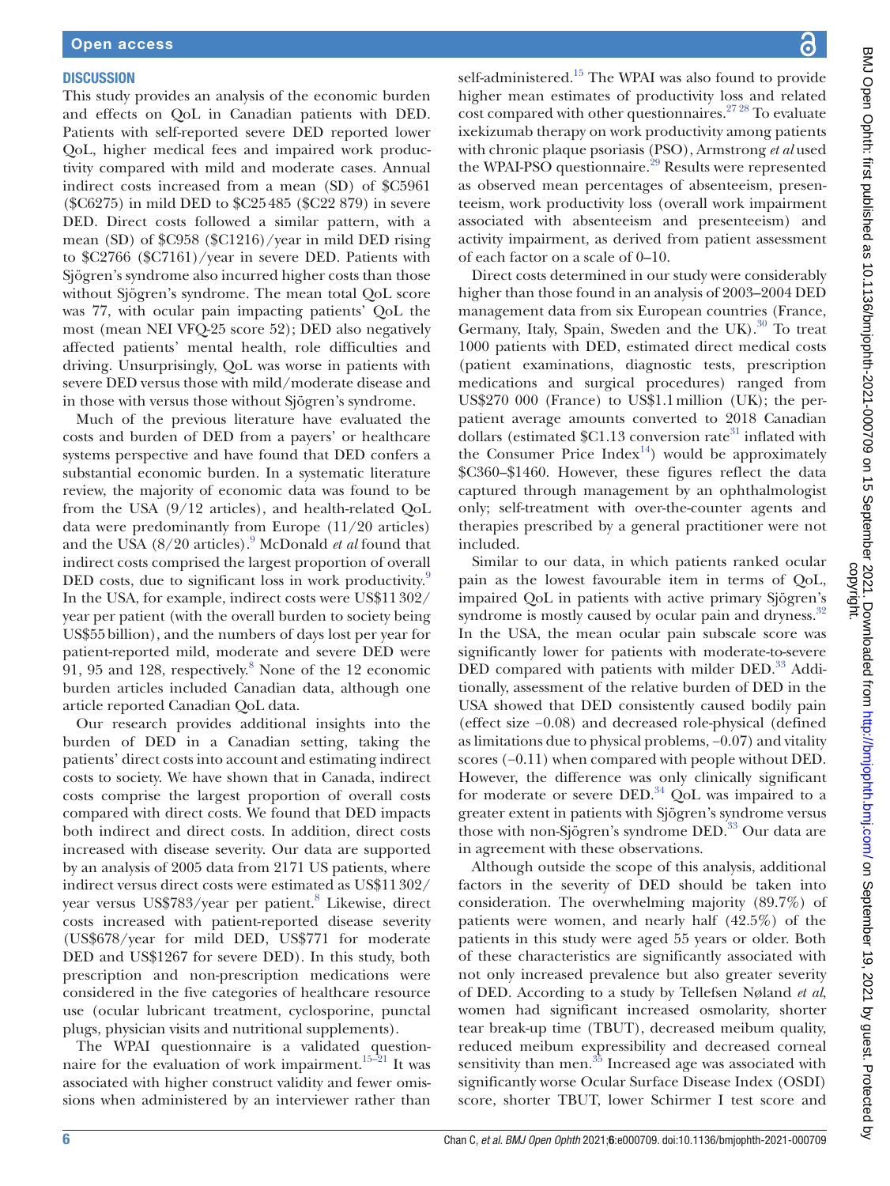## DISCUSSION

This study provides an analysis of the economic burden and effects on QoL in Canadian patients with DED. Patients with self-reported severe DED reported lower QoL, higher medical fees and impaired work productivity compared with mild and moderate cases. Annual indirect costs increased from a mean (SD) of $C5961 ($C6275) in mild DED to $C25 485 ($C22 879) in severe DED. Direct costs followed a similar pattern, with a mean (SD) of $C958 ($C1216)/year in mild DED rising to $C2766 ($C7161)/year in severe DED. Patients with Sjögren's syndrome also incurred higher costs than those without Sjögren's syndrome. The mean total QoL score was 77, with ocular pain impacting patients' QoL the most (mean NEI VFQ-25 score 52); DED also negatively affected patients' mental health, role difficulties and driving. Unsurprisingly, QoL was worse in patients with severe DED versus those with mild/moderate disease and in those with versus those without Sjögren's syndrome.

Much of the previous literature have evaluated the costs and burden of DED from a payers' or healthcare systems perspective and have found that DED confers a substantial economic burden. In a systematic literature review, the majority of economic data was found to be from the USA (9/12 articles), and health-related QoL data were predominantly from Europe (11/20 articles) and the USA (8/20 articles).[9] McDonald *et al* found that indirect costs comprised the largest proportion of overall DED costs, due to significant loss in work productivity.[9] In the USA, for example, indirect costs were US$11 302/year per patient (with the overall burden to society being US$55 billion), and the numbers of days lost per year for patient-reported mild, moderate and severe DED were 91, 95 and 128, respectively.[8] None of the 12 economic burden articles included Canadian data, although one article reported Canadian QoL data.

Our research provides additional insights into the burden of DED in a Canadian setting, taking the patients' direct costs into account and estimating indirect costs to society. We have shown that in Canada, indirect costs comprise the largest proportion of overall costs compared with direct costs. We found that DED impacts both indirect and direct costs. In addition, direct costs increased with disease severity. Our data are supported by an analysis of 2005 data from 2171 US patients, where indirect versus direct costs were estimated as US$11 302/year versus US$783/year per patient.[8] Likewise, direct costs increased with patient-reported disease severity (US$678/year for mild DED, US$771 for moderate DED and US$1267 for severe DED). In this study, both prescription and non-prescription medications were considered in the five categories of healthcare resource use (ocular lubricant treatment, cyclosporine, punctal plugs, physician visits and nutritional supplements).

The WPAI questionnaire is a validated questionnaire for the evaluation of work impairment.[15–21] It was associated with higher construct validity and fewer omissions when administered by an interviewer rather than self-administered.[15] The WPAI was also found to provide higher mean estimates of productivity loss and related cost compared with other questionnaires.[27 28] To evaluate ixekizumab therapy on work productivity among patients with chronic plaque psoriasis (PSO), Armstrong *et al* used the WPAI-PSO questionnaire.[29] Results were represented as observed mean percentages of absenteeism, presenteeism, work productivity loss (overall work impairment associated with absenteeism and presenteeism) and activity impairment, as derived from patient assessment of each factor on a scale of 0–10.

Direct costs determined in our study were considerably higher than those found in an analysis of 2003–2004 DED management data from six European countries (France, Germany, Italy, Spain, Sweden and the UK).[30] To treat 1000 patients with DED, estimated direct medical costs (patient examinations, diagnostic tests, prescription medications and surgical procedures) ranged from US$270 000 (France) to US$1.1 million (UK); the per-patient average amounts converted to 2018 Canadian dollars (estimated $C1.13 conversion rate[31] inflated with the Consumer Price Index[14]) would be approximately $C360–$1460. However, these figures reflect the data captured through management by an ophthalmologist only; self-treatment with over-the-counter agents and therapies prescribed by a general practitioner were not included.

Similar to our data, in which patients ranked ocular pain as the lowest favourable item in terms of QoL, impaired QoL in patients with active primary Sjögren's syndrome is mostly caused by ocular pain and dryness.[32] In the USA, the mean ocular pain subscale score was significantly lower for patients with moderate-to-severe DED compared with patients with milder DED.[33] Additionally, assessment of the relative burden of DED in the USA showed that DED consistently caused bodily pain (effect size −0.08) and decreased role-physical (defined as limitations due to physical problems, −0.07) and vitality scores (−0.11) when compared with people without DED. However, the difference was only clinically significant for moderate or severe DED.[34] QoL was impaired to a greater extent in patients with Sjögren's syndrome versus those with non-Sjögren's syndrome DED.[33] Our data are in agreement with these observations.

Although outside the scope of this analysis, additional factors in the severity of DED should be taken into consideration. The overwhelming majority (89.7%) of patients were women, and nearly half (42.5%) of the patients in this study were aged 55 years or older. Both of these characteristics are significantly associated with not only increased prevalence but also greater severity of DED. According to a study by Tellefsen Nøland *et al*, women had significant increased osmolarity, shorter tear break-up time (TBUT), decreased meibum quality, reduced meibum expressibility and decreased corneal sensitivity than men.[35] Increased age was associated with significantly worse Ocular Surface Disease Index (OSDI) score, shorter TBUT, lower Schirmer I test score and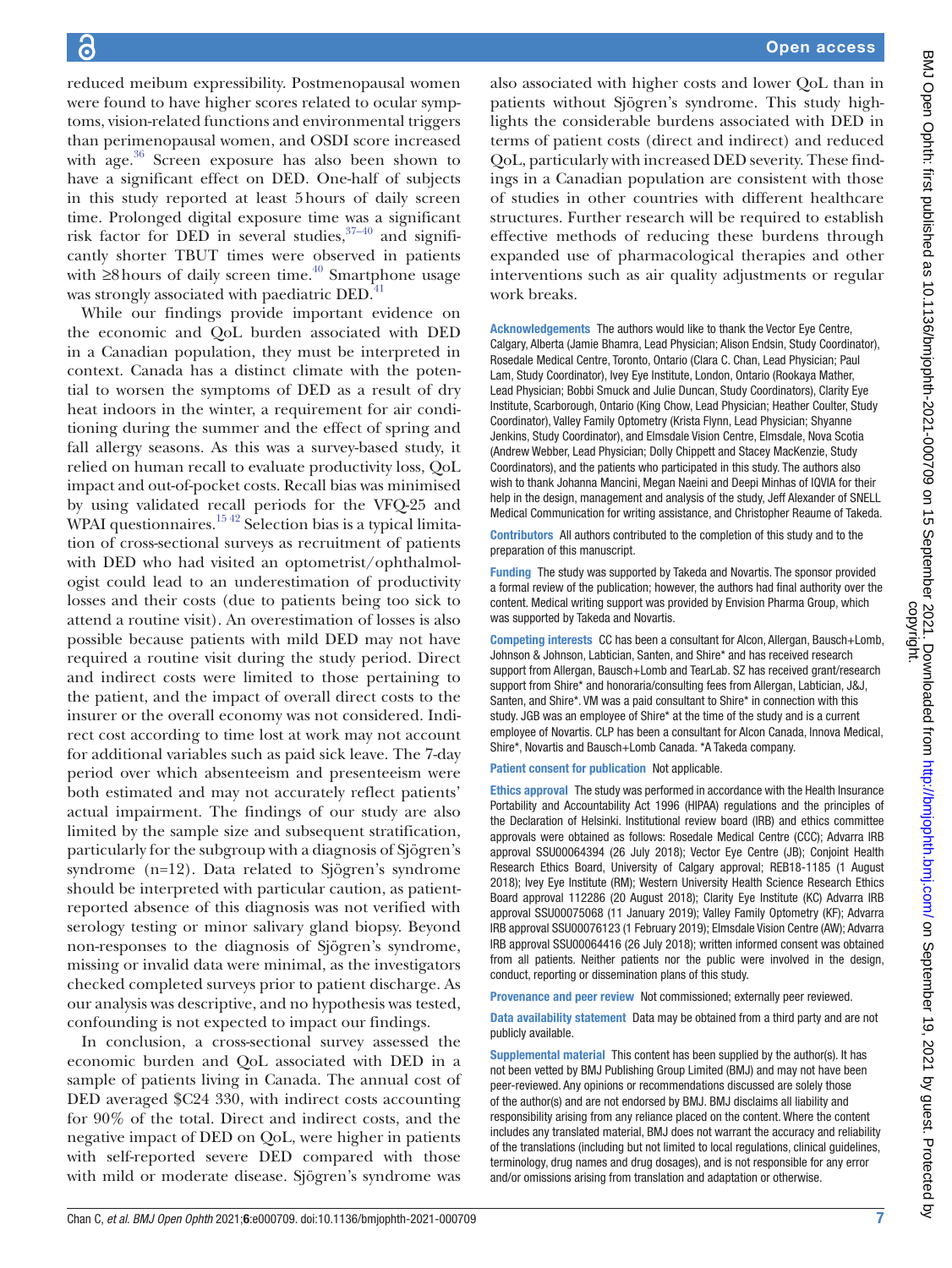reduced meibum expressibility. Postmenopausal women were found to have higher scores related to ocular symptoms, vision-related functions and environmental triggers than perimenopausal women, and OSDI score increased with age.[36] Screen exposure has also been shown to have a significant effect on DED. One-half of subjects in this study reported at least 5 hours of daily screen time. Prolonged digital exposure time was a significant risk factor for DED in several studies,[37–40] and significantly shorter TBUT times were observed in patients with ≥8 hours of daily screen time.[40] Smartphone usage was strongly associated with paediatric DED.[41]

While our findings provide important evidence on the economic and QoL burden associated with DED in a Canadian population, they must be interpreted in context. Canada has a distinct climate with the potential to worsen the symptoms of DED as a result of dry heat indoors in the winter, a requirement for air conditioning during the summer and the effect of spring and fall allergy seasons. As this was a survey-based study, it relied on human recall to evaluate productivity loss, QoL impact and out-of-pocket costs. Recall bias was minimised by using validated recall periods for the VFQ-25 and WPAI questionnaires.[15 42] Selection bias is a typical limitation of cross-sectional surveys as recruitment of patients with DED who had visited an optometrist/ophthalmologist could lead to an underestimation of productivity losses and their costs (due to patients being too sick to attend a routine visit). An overestimation of losses is also possible because patients with mild DED may not have required a routine visit during the study period. Direct and indirect costs were limited to those pertaining to the patient, and the impact of overall direct costs to the insurer or the overall economy was not considered. Indirect cost according to time lost at work may not account for additional variables such as paid sick leave. The 7-day period over which absenteeism and presenteeism were both estimated and may not accurately reflect patients' actual impairment. The findings of our study are also limited by the sample size and subsequent stratification, particularly for the subgroup with a diagnosis of Sjögren's syndrome (n=12). Data related to Sjögren's syndrome should be interpreted with particular caution, as patient-reported absence of this diagnosis was not verified with serology testing or minor salivary gland biopsy. Beyond non-responses to the diagnosis of Sjögren's syndrome, missing or invalid data were minimal, as the investigators checked completed surveys prior to patient discharge. As our analysis was descriptive, and no hypothesis was tested, confounding is not expected to impact our findings.

In conclusion, a cross-sectional survey assessed the economic burden and QoL associated with DED in a sample of patients living in Canada. The annual cost of DED averaged $C24 330, with indirect costs accounting for 90% of the total. Direct and indirect costs, and the negative impact of DED on QoL, were higher in patients with self-reported severe DED compared with those with mild or moderate disease. Sjögren's syndrome was also associated with higher costs and lower QoL than in patients without Sjögren's syndrome. This study highlights the considerable burdens associated with DED in terms of patient costs (direct and indirect) and reduced QoL, particularly with increased DED severity. These findings in a Canadian population are consistent with those of studies in other countries with different healthcare structures. Further research will be required to establish effective methods of reducing these burdens through expanded use of pharmacological therapies and other interventions such as air quality adjustments or regular work breaks.

**Acknowledgements** The authors would like to thank the Vector Eye Centre, Calgary, Alberta (Jamie Bhamra, Lead Physician; Alison Endsin, Study Coordinator), Rosedale Medical Centre, Toronto, Ontario (Clara C. Chan, Lead Physician; Paul Lam, Study Coordinator), Ivey Eye Institute, London, Ontario (Rookaya Mather, Lead Physician; Bobbi Smuck and Julie Duncan, Study Coordinators), Clarity Eye Institute, Scarborough, Ontario (King Chow, Lead Physician; Heather Coulter, Study Coordinator), Valley Family Optometry (Krista Flynn, Lead Physician; Shyanne Jenkins, Study Coordinator), and Elmsdale Vision Centre, Elmsdale, Nova Scotia (Andrew Webber, Lead Physician; Dolly Chippett and Stacey MacKenzie, Study Coordinators), and the patients who participated in this study. The authors also wish to thank Johanna Mancini, Megan Naeini and Deepi Minhas of IQVIA for their help in the design, management and analysis of the study, Jeff Alexander of SNELL Medical Communication for writing assistance, and Christopher Reaume of Takeda.

**Contributors** All authors contributed to the completion of this study and to the preparation of this manuscript.

**Funding** The study was supported by Takeda and Novartis. The sponsor provided a formal review of the publication; however, the authors had final authority over the content. Medical writing support was provided by Envision Pharma Group, which was supported by Takeda and Novartis.

**Competing interests** CC has been a consultant for Alcon, Allergan, Bausch+Lomb, Johnson & Johnson, Labtician, Santen, and Shire* and has received research support from Allergan, Bausch+Lomb and TearLab. SZ has received grant/research support from Shire* and honoraria/consulting fees from Allergan, Labtician, J&J, Santen, and Shire*. VM was a paid consultant to Shire* in connection with this study. JGB was an employee of Shire* at the time of the study and is a current employee of Novartis. CLP has been a consultant for Alcon Canada, Innova Medical, Shire*, Novartis and Bausch+Lomb Canada. *A Takeda company.

**Patient consent for publication** Not applicable.

**Ethics approval** The study was performed in accordance with the Health Insurance Portability and Accountability Act 1996 (HIPAA) regulations and the principles of the Declaration of Helsinki. Institutional review board (IRB) and ethics committee approvals were obtained as follows: Rosedale Medical Centre (CCC); Advarra IRB approval SSU00064394 (26 July 2018); Vector Eye Centre (JB); Conjoint Health Research Ethics Board, University of Calgary approval; REB18-1185 (1 August 2018); Ivey Eye Institute (RM); Western University Health Science Research Ethics Board approval 112286 (20 August 2018); Clarity Eye Institute (KC) Advarra IRB approval SSU00075068 (11 January 2019); Valley Family Optometry (KF); Advarra IRB approval SSU00076123 (1 February 2019); Elmsdale Vision Centre (AW); Advarra IRB approval SSU00064416 (26 July 2018); written informed consent was obtained from all patients. Neither patients nor the public were involved in the design, conduct, reporting or dissemination plans of this study.

**Provenance and peer review** Not commissioned; externally peer reviewed.

**Data availability statement** Data may be obtained from a third party and are not publicly available.

**Supplemental material** This content has been supplied by the author(s). It has not been vetted by BMJ Publishing Group Limited (BMJ) and may not have been peer-reviewed. Any opinions or recommendations discussed are solely those of the author(s) and are not endorsed by BMJ. BMJ disclaims all liability and responsibility arising from any reliance placed on the content. Where the content includes any translated material, BMJ does not warrant the accuracy and reliability of the translations (including but not limited to local regulations, clinical guidelines, terminology, drug names and drug dosages), and is not responsible for any error and/or omissions arising from translation and adaptation or otherwise.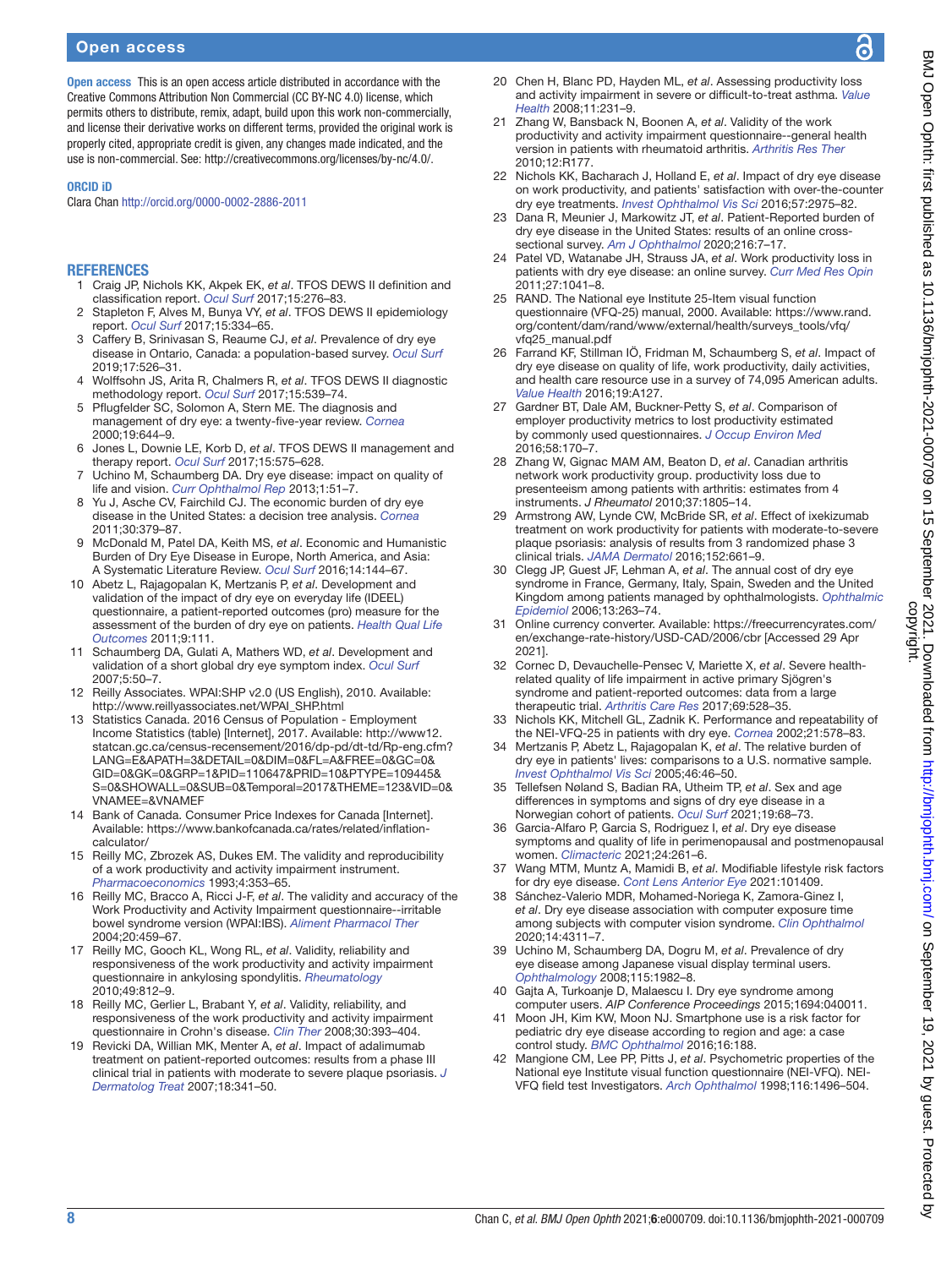**Open access** This is an open access article distributed in accordance with the Creative Commons Attribution Non Commercial (CC BY-NC 4.0) license, which permits others to distribute, remix, adapt, build upon this work non-commercially, and license their derivative works on different terms, provided the original work is properly cited, appropriate credit is given, any changes made indicated, and the use is non-commercial. See: http://creativecommons.org/licenses/by-nc/4.0/.

### ORCID iD

Clara Chan http://orcid.org/0000-0002-2886-2011

## REFERENCES

1. Craig JP, Nichols KK, Akpek EK, *et al*. TFOS DEWS II definition and classification report. *Ocul Surf* 2017;15:276–83.
2. Stapleton F, Alves M, Bunya VY, *et al*. TFOS DEWS II epidemiology report. *Ocul Surf* 2017;15:334–65.
3. Caffery B, Srinivasan S, Reaume CJ, *et al*. Prevalence of dry eye disease in Ontario, Canada: a population-based survey. *Ocul Surf* 2019;17:526–31.
4. Wolffsohn JS, Arita R, Chalmers R, *et al*. TFOS DEWS II diagnostic methodology report. *Ocul Surf* 2017;15:539–74.
5. Pflugfelder SC, Solomon A, Stern ME. The diagnosis and management of dry eye: a twenty-five-year review. *Cornea* 2000;19:644–9.
6. Jones L, Downie LE, Korb D, *et al*. TFOS DEWS II management and therapy report. *Ocul Surf* 2017;15:575–628.
7. Uchino M, Schaumberg DA. Dry eye disease: impact on quality of life and vision. *Curr Ophthalmol Rep* 2013;1:51–7.
8. Yu J, Asche CV, Fairchild CJ. The economic burden of dry eye disease in the United States: a decision tree analysis. *Cornea* 2011;30:379–87.
9. McDonald M, Patel DA, Keith MS, *et al*. Economic and Humanistic Burden of Dry Eye Disease in Europe, North America, and Asia: A Systematic Literature Review. *Ocul Surf* 2016;14:144–67.
10. Abetz L, Rajagopalan K, Mertzanis P, *et al*. Development and validation of the impact of dry eye on everyday life (IDEEL) questionnaire, a patient-reported outcomes (pro) measure for the assessment of the burden of dry eye on patients. *Health Qual Life Outcomes* 2011;9:111.
11. Schaumberg DA, Gulati A, Mathers WD, *et al*. Development and validation of a short global dry eye symptom index. *Ocul Surf* 2007;5:50–7.
12. Reilly Associates. WPAI:SHP v2.0 (US English), 2010. Available: http://www.reillyassociates.net/WPAI_SHP.html
13. Statistics Canada. 2016 Census of Population - Employment Income Statistics (table) [Internet], 2017. Available: http://www12.statcan.gc.ca/census-recensement/2016/dp-pd/dt-td/Rp-eng.cfm?LANG=E&APATH=3&DETAIL=0&DIM=0&FL=A&FREE=0&GC=0&GID=0&GK=0&GRP=1&PID=110647&PRID=10&PTYPE=109445&S=0&SHOWALL=0&SUB=0&Temporal=2017&THEME=123&VID=0&VNAMEE=&VNAMEF
14. Bank of Canada. Consumer Price Indexes for Canada [Internet]. Available: https://www.bankofcanada.ca/rates/related/inflation-calculator/
15. Reilly MC, Zbrozek AS, Dukes EM. The validity and reproducibility of a work productivity and activity impairment instrument. *Pharmacoeconomics* 1993;4:353–65.
16. Reilly MC, Bracco A, Ricci J-F, *et al*. The validity and accuracy of the Work Productivity and Activity Impairment questionnaire--irritable bowel syndrome version (WPAI:IBS). *Aliment Pharmacol Ther* 2004;20:459–67.
17. Reilly MC, Gooch KL, Wong RL, *et al*. Validity, reliability and responsiveness of the work productivity and activity impairment questionnaire in ankylosing spondylitis. *Rheumatology* 2010;49:812–9.
18. Reilly MC, Gerlier L, Brabant Y, *et al*. Validity, reliability, and responsiveness of the work productivity and activity impairment questionnaire in Crohn's disease. *Clin Ther* 2008;30:393–404.
19. Revicki DA, Willian MK, Menter A, *et al*. Impact of adalimumab treatment on patient-reported outcomes: results from a phase III clinical trial in patients with moderate to severe plaque psoriasis. *J Dermatolog Treat* 2007;18:341–50.
20. Chen H, Blanc PD, Hayden ML, *et al*. Assessing productivity loss and activity impairment in severe or difficult-to-treat asthma. *Value Health* 2008;11:231–9.
21. Zhang W, Bansback N, Boonen A, *et al*. Validity of the work productivity and activity impairment questionnaire--general health version in patients with rheumatoid arthritis. *Arthritis Res Ther* 2010;12:R177.
22. Nichols KK, Bacharach J, Holland E, *et al*. Impact of dry eye disease on work productivity, and patients' satisfaction with over-the-counter dry eye treatments. *Invest Ophthalmol Vis Sci* 2016;57:2975–82.
23. Dana R, Meunier J, Markowitz JT, *et al*. Patient-Reported burden of dry eye disease in the United States: results of an online cross-sectional survey. *Am J Ophthalmol* 2020;216:7–17.
24. Patel VD, Watanabe JH, Strauss JA, *et al*. Work productivity loss in patients with dry eye disease: an online survey. *Curr Med Res Opin* 2011;27:1041–8.
25. RAND. The National eye Institute 25-Item visual function questionnaire (VFQ-25) manual, 2000. Available: https://www.rand.org/content/dam/rand/www/external/health/surveys_tools/vfq/vfq25_manual.pdf
26. Farrand KF, Stillman IÖ, Fridman M, Schaumberg S, *et al*. Impact of dry eye disease on quality of life, work productivity, daily activities, and health care resource use in a survey of 74,095 American adults. *Value Health* 2016;19:A127.
27. Gardner BT, Dale AM, Buckner-Petty S, *et al*. Comparison of employer productivity metrics to lost productivity estimated by commonly used questionnaires. *J Occup Environ Med* 2016;58:170–7.
28. Zhang W, Gignac MAM AM, Beaton D, *et al*. Canadian arthritis network work productivity group. productivity loss due to presenteeism among patients with arthritis: estimates from 4 instruments. *J Rheumatol* 2010;37:1805–14.
29. Armstrong AW, Lynde CW, McBride SR, *et al*. Effect of ixekizumab treatment on work productivity for patients with moderate-to-severe plaque psoriasis: analysis of results from 3 randomized phase 3 clinical trials. *JAMA Dermatol* 2016;152:661–9.
30. Clegg JP, Guest JF, Lehman A, *et al*. The annual cost of dry eye syndrome in France, Germany, Italy, Spain, Sweden and the United Kingdom among patients managed by ophthalmologists. *Ophthalmic Epidemiol* 2006;13:263–74.
31. Online currency converter. Available: https://freecurrencyrates.com/en/exchange-rate-history/USD-CAD/2006/cbr [Accessed 29 Apr 2021].
32. Cornec D, Devauchelle-Pensec V, Mariette X, *et al*. Severe health-related quality of life impairment in active primary Sjögren's syndrome and patient-reported outcomes: data from a large therapeutic trial. *Arthritis Care Res* 2017;69:528–35.
33. Nichols KK, Mitchell GL, Zadnik K. Performance and repeatability of the NEI-VFQ-25 in patients with dry eye. *Cornea* 2002;21:578–83.
34. Mertzanis P, Abetz L, Rajagopalan K, *et al*. The relative burden of dry eye in patients' lives: comparisons to a U.S. normative sample. *Invest Ophthalmol Vis Sci* 2005;46:46–50.
35. Tellefsen Nøland S, Badian RA, Utheim TP, *et al*. Sex and age differences in symptoms and signs of dry eye disease in a Norwegian cohort of patients. *Ocul Surf* 2021;19:68–73.
36. Garcia-Alfaro P, Garcia S, Rodriguez I, *et al*. Dry eye disease symptoms and quality of life in perimenopausal and postmenopausal women. *Climacteric* 2021;24:261–6.
37. Wang MTM, Muntz A, Mamidi B, *et al*. Modifiable lifestyle risk factors for dry eye disease. *Cont Lens Anterior Eye* 2021:101409.
38. Sánchez-Valerio MDR, Mohamed-Noriega K, Zamora-Ginez I, *et al*. Dry eye disease association with computer exposure time among subjects with computer vision syndrome. *Clin Ophthalmol* 2020;14:4311–7.
39. Uchino M, Schaumberg DA, Dogru M, *et al*. Prevalence of dry eye disease among Japanese visual display terminal users. *Ophthalmology* 2008;115:1982–8.
40. Gajta A, Turkoanje D, Malaescu I. Dry eye syndrome among computer users. *AIP Conference Proceedings* 2015;1694:040011.
41. Moon JH, Kim KW, Moon NJ. Smartphone use is a risk factor for pediatric dry eye disease according to region and age: a case control study. *BMC Ophthalmol* 2016;16:188.
42. Mangione CM, Lee PP, Pitts J, *et al*. Psychometric properties of the National eye Institute visual function questionnaire (NEI-VFQ). NEI-VFQ field test Investigators. *Arch Ophthalmol* 1998;116:1496–504.